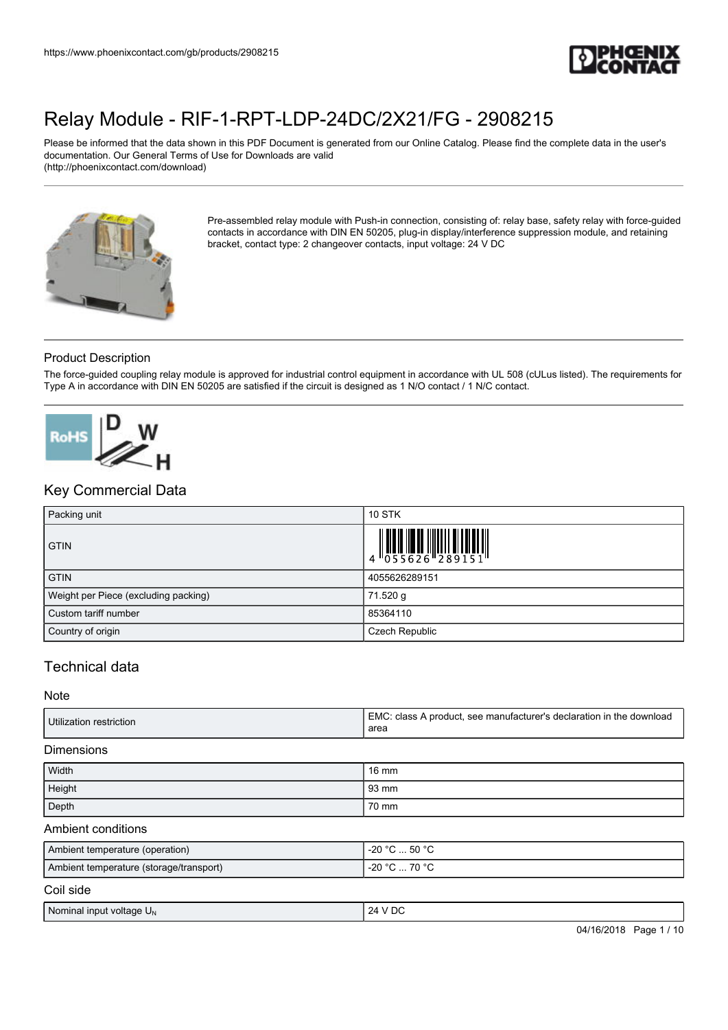# Relay Module - RIF-1-RPT-LDP-24DC/2X21/FG - 2908215

Please be informed that the data shown in this PDF Document is generated from our Online Catalog. Please find the complete data in the user's documentation. Our General Terms of Use for Downloads are valid (http://phoenixcontact.com/download)

Pre-assembled relay module with Push-in connection, consisting of: relay base, safety relay with force-guided contacts in accordance with DIN EN 50205, plug-in display/interference suppression module, and retaining bracket, contact type: 2 changeover contacts, input voltage: 24 V DC

## Product Description

The force-guided coupling relay module is approved for industrial control equipment in accordance with UL 508 (cULus listed). The requirements for Type A in accordance with DIN EN 50205 are satisfied if the circuit is designed as 1 N/O contact / 1 N/C contact.

## Key Commercial Data

| | |
|---|---|
| Packing unit | 10 STK |
| GTIN | 4 055626 289151 |
| GTIN | 4055626289151 |
| Weight per Piece (excluding packing) | 71.520 g |
| Custom tariff number | 85364110 |
| Country of origin | Czech Republic |

## Technical data

### Note

| | |
|---|---|
| Utilization restriction | EMC: class A product, see manufacturer's declaration in the download area |

### Dimensions

| | |
|---|---|
| Width | 16 mm |
| Height | 93 mm |
| Depth | 70 mm |

### Ambient conditions

| | |
|---|---|
| Ambient temperature (operation) | -20 °C ... 50 °C |
| Ambient temperature (storage/transport) | -20 °C ... 70 °C |

### Coil side

| | |
|---|---|
| Nominal input voltage $U_N$ | 24 V DC |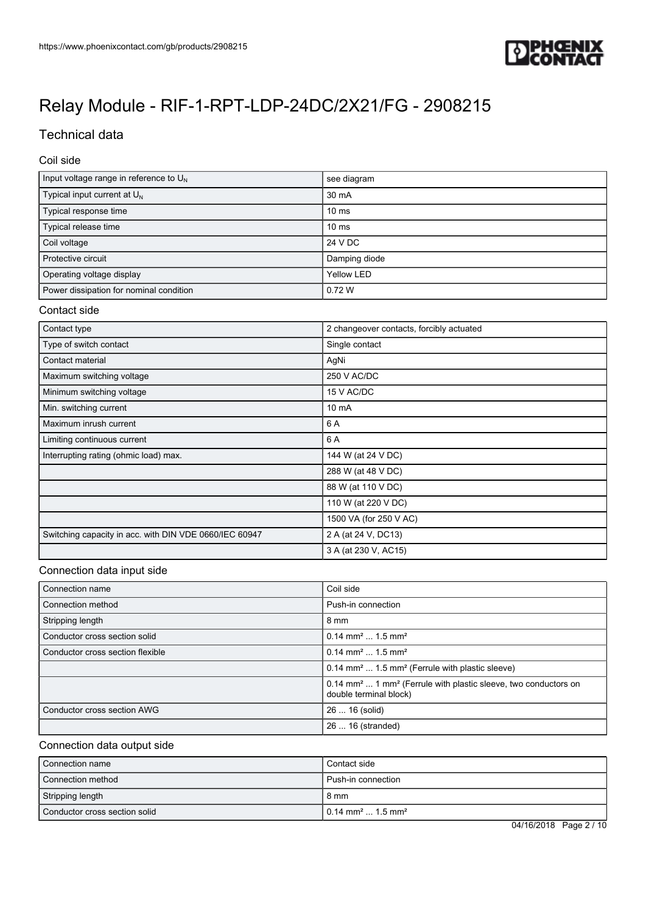# Relay Module - RIF-1-RPT-LDP-24DC/2X21/FG - 2908215

## Technical data

### Coil side

| | |
|---|---|
| Input voltage range in reference to $U_N$ | see diagram |
| Typical input current at $U_N$ | 30 mA |
| Typical response time | 10 ms |
| Typical release time | 10 ms |
| Coil voltage | 24 V DC |
| Protective circuit | Damping diode |
| Operating voltage display | Yellow LED |
| Power dissipation for nominal condition | 0.72 W |

### Contact side

| | |
|---|---|
| Contact type | 2 changeover contacts, forcibly actuated |
| Type of switch contact | Single contact |
| Contact material | AgNi |
| Maximum switching voltage | 250 V AC/DC |
| Minimum switching voltage | 15 V AC/DC |
| Min. switching current | 10 mA |
| Maximum inrush current | 6 A |
| Limiting continuous current | 6 A |
| Interrupting rating (ohmic load) max. | 144 W (at 24 V DC) |
| | 288 W (at 48 V DC) |
| | 88 W (at 110 V DC) |
| | 110 W (at 220 V DC) |
| | 1500 VA (for 250 V AC) |
| Switching capacity in acc. with DIN VDE 0660/IEC 60947 | 2 A (at 24 V, DC13) |
| | 3 A (at 230 V, AC15) |

### Connection data input side

| | |
|---|---|
| Connection name | Coil side |
| Connection method | Push-in connection |
| Stripping length | 8 mm |
| Conductor cross section solid | 0.14 mm² ... 1.5 mm² |
| Conductor cross section flexible | 0.14 mm² ... 1.5 mm² |
| | 0.14 mm² ... 1.5 mm² (Ferrule with plastic sleeve) |
| | 0.14 mm² ... 1 mm² (Ferrule with plastic sleeve, two conductors on double terminal block) |
| Conductor cross section AWG | 26 ... 16 (solid) |
| | 26 ... 16 (stranded) |

### Connection data output side

| | |
|---|---|
| Connection name | Contact side |
| Connection method | Push-in connection |
| Stripping length | 8 mm |
| Conductor cross section solid | 0.14 mm² ... 1.5 mm² |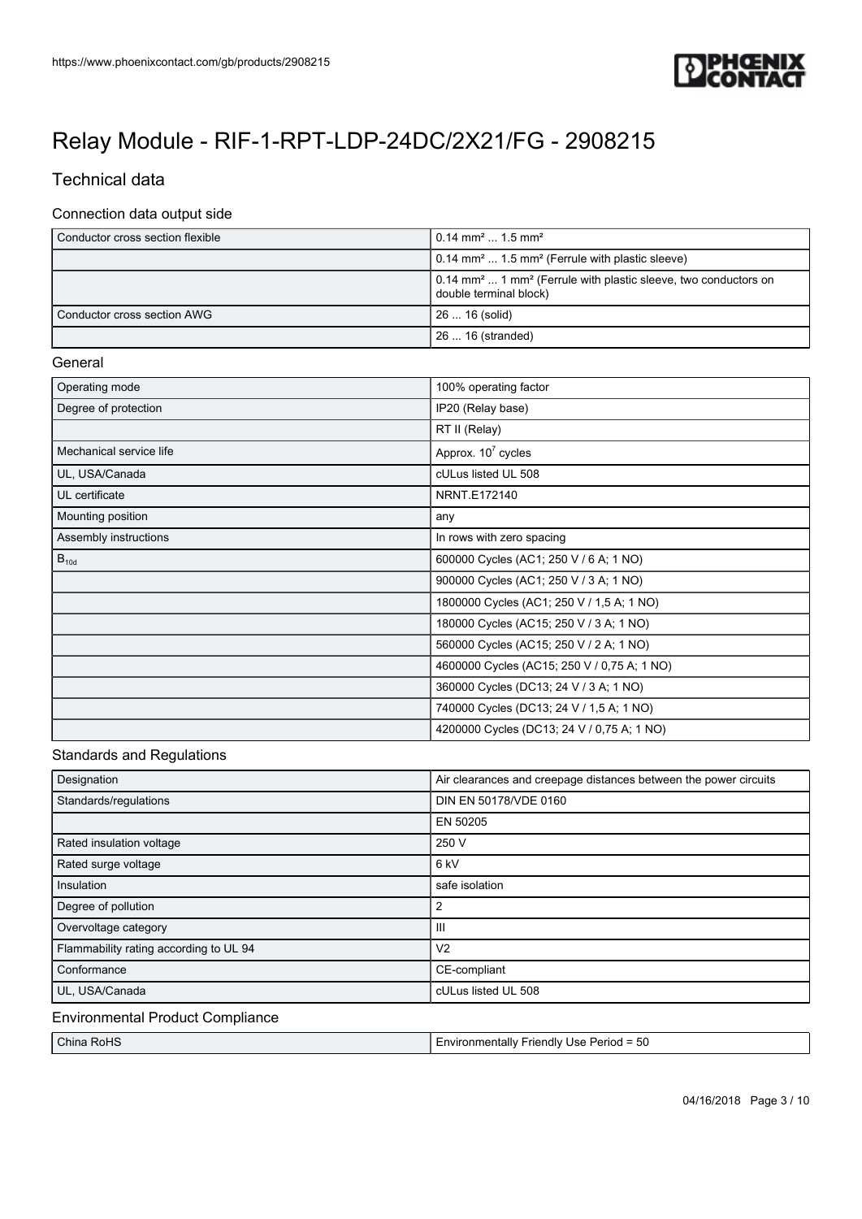# Relay Module - RIF-1-RPT-LDP-24DC/2X21/FG - 2908215

## Technical data

### Connection data output side

| | |
|---|---|
| Conductor cross section flexible | 0.14 mm² ... 1.5 mm² |
| | 0.14 mm² ... 1.5 mm² (Ferrule with plastic sleeve) |
| | 0.14 mm² ... 1 mm² (Ferrule with plastic sleeve, two conductors on double terminal block) |
| Conductor cross section AWG | 26 ... 16 (solid) |
| | 26 ... 16 (stranded) |

### General

| | |
|---|---|
| Operating mode | 100% operating factor |
| Degree of protection | IP20 (Relay base) |
| | RT II (Relay) |
| Mechanical service life | Approx. $10^7$ cycles |
| UL, USA/Canada | cULus listed UL 508 |
| UL certificate | NRNT.E172140 |
| Mounting position | any |
| Assembly instructions | In rows with zero spacing |
| $B_{10d}$ | 600000 Cycles (AC1; 250 V / 6 A; 1 NO) |
| | 900000 Cycles (AC1; 250 V / 3 A; 1 NO) |
| | 1800000 Cycles (AC1; 250 V / 1,5 A; 1 NO) |
| | 180000 Cycles (AC15; 250 V / 3 A; 1 NO) |
| | 560000 Cycles (AC15; 250 V / 2 A; 1 NO) |
| | 4600000 Cycles (AC15; 250 V / 0,75 A; 1 NO) |
| | 360000 Cycles (DC13; 24 V / 3 A; 1 NO) |
| | 740000 Cycles (DC13; 24 V / 1,5 A; 1 NO) |
| | 4200000 Cycles (DC13; 24 V / 0,75 A; 1 NO) |

### Standards and Regulations

| | |
|---|---|
| Designation | Air clearances and creepage distances between the power circuits |
| Standards/regulations | DIN EN 50178/VDE 0160 |
| | EN 50205 |
| Rated insulation voltage | 250 V |
| Rated surge voltage | 6 kV |
| Insulation | safe isolation |
| Degree of pollution | 2 |
| Overvoltage category | III |
| Flammability rating according to UL 94 | V2 |
| Conformance | CE-compliant |
| UL, USA/Canada | cULus listed UL 508 |

### Environmental Product Compliance

| | |
|---|---|
| China RoHS | Environmentally Friendly Use Period = 50 |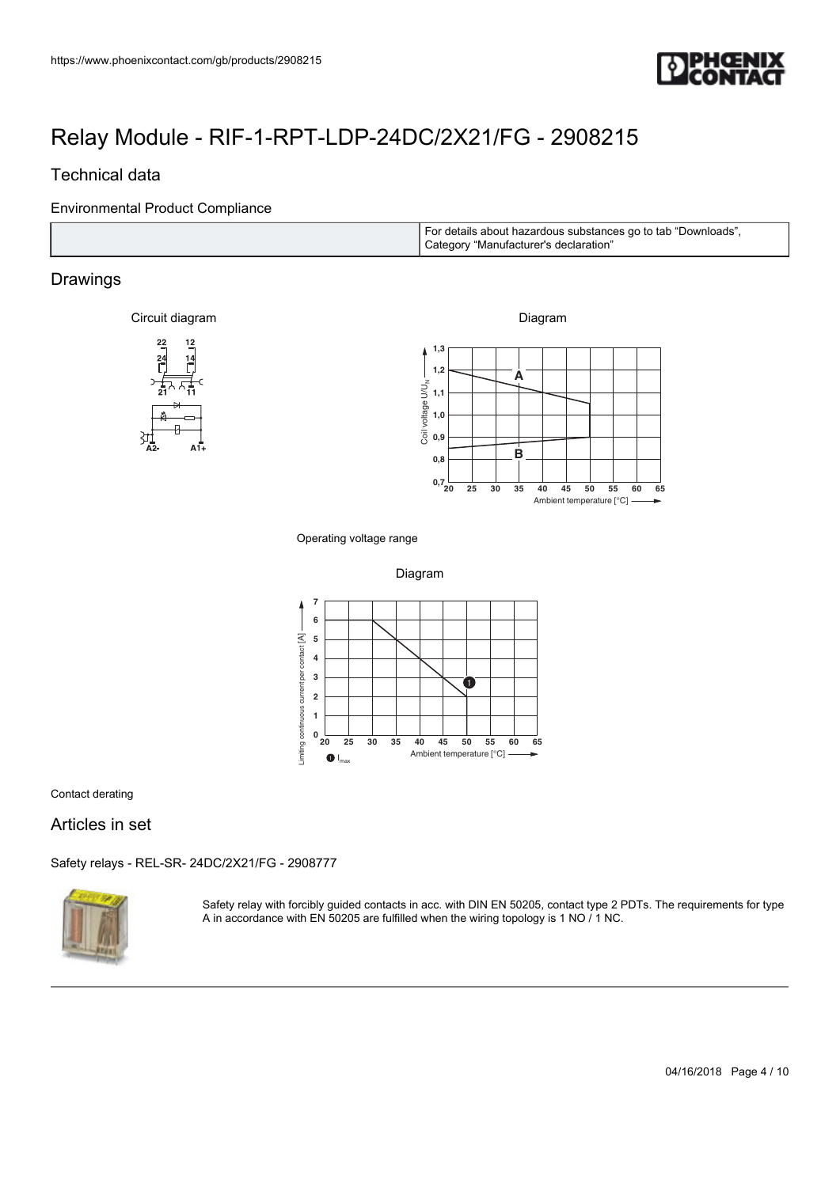# Relay Module - RIF-1-RPT-LDP-24DC/2X21/FG - 2908215

## Technical data

### Environmental Product Compliance

| | |
|---|---|
| | For details about hazardous substances go to tab "Downloads", Category "Manufacturer's declaration" |

## Drawings

Circuit diagram

22 12
24 14
21 11
A2- A1+

Diagram

Coil voltage U/U$_N$

1,3
1,2
1,1
1,0
0,9
0,8
0,7

A
B

20 25 30 35 40 45 50 55 60 65

Ambient temperature [°C]

Operating voltage range

Diagram

Limiting continuous current per contact [A]

7
6
5
4
3
2
1
0

20 25 30 35 40 45 50 55 60 65

Ambient temperature [°C]

1 $I_{max}$

Contact derating

## Articles in set

Safety relays - REL-SR- 24DC/2X21/FG - 2908777

Safety relay with forcibly guided contacts in acc. with DIN EN 50205, contact type 2 PDTs. The requirements for type A in accordance with EN 50205 are fulfilled when the wiring topology is 1 NO / 1 NC.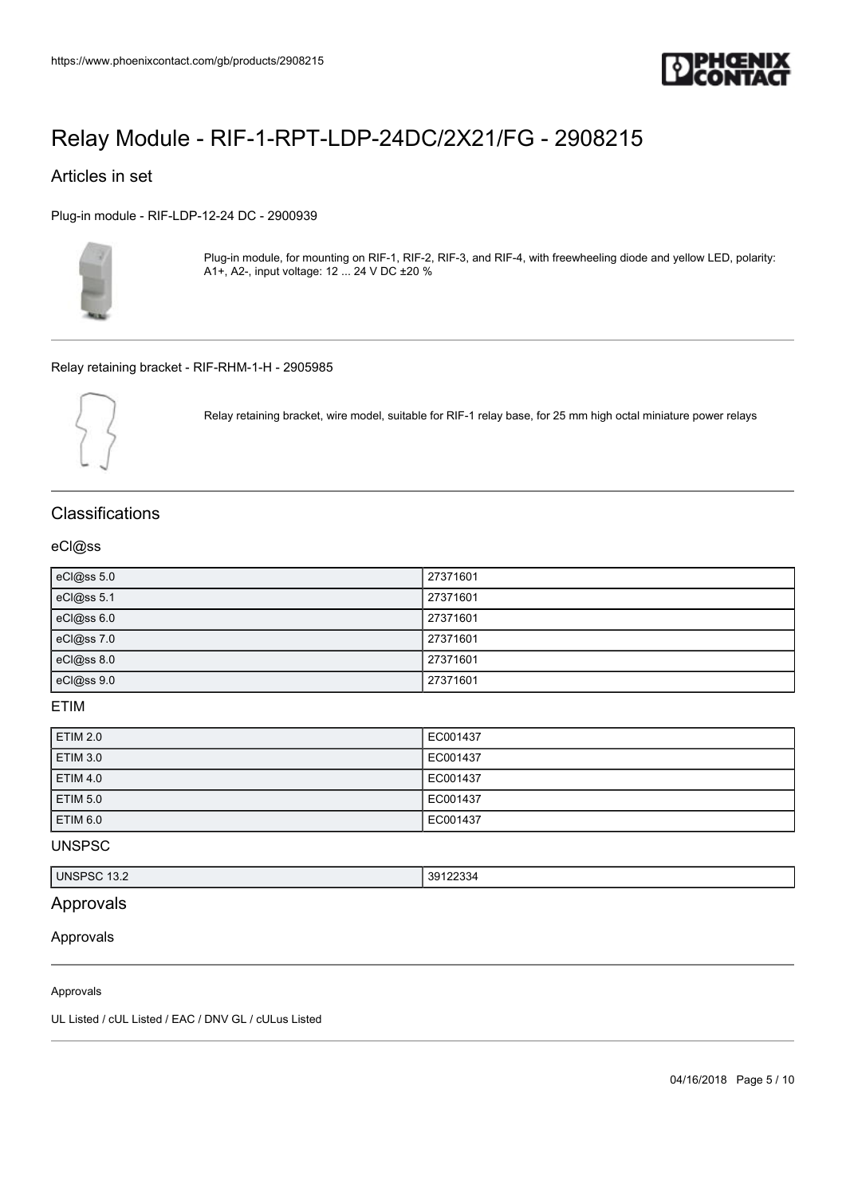# Relay Module - RIF-1-RPT-LDP-24DC/2X21/FG - 2908215

## Articles in set

Plug-in module - RIF-LDP-12-24 DC - 2900939

Plug-in module, for mounting on RIF-1, RIF-2, RIF-3, and RIF-4, with freewheeling diode and yellow LED, polarity: A1+, A2-, input voltage: 12 ... 24 V DC ±20 %

Relay retaining bracket - RIF-RHM-1-H - 2905985

Relay retaining bracket, wire model, suitable for RIF-1 relay base, for 25 mm high octal miniature power relays

## Classifications

### eCl@ss

| | |
|---|---|
| eCl@ss 5.0 | 27371601 |
| eCl@ss 5.1 | 27371601 |
| eCl@ss 6.0 | 27371601 |
| eCl@ss 7.0 | 27371601 |
| eCl@ss 8.0 | 27371601 |
| eCl@ss 9.0 | 27371601 |

### ETIM

| | |
|---|---|
| ETIM 2.0 | EC001437 |
| ETIM 3.0 | EC001437 |
| ETIM 4.0 | EC001437 |
| ETIM 5.0 | EC001437 |
| ETIM 6.0 | EC001437 |

### UNSPSC

| | |
|---|---|
| UNSPSC 13.2 | 39122334 |

## Approvals

### Approvals

Approvals

UL Listed / cUL Listed / EAC / DNV GL / cULus Listed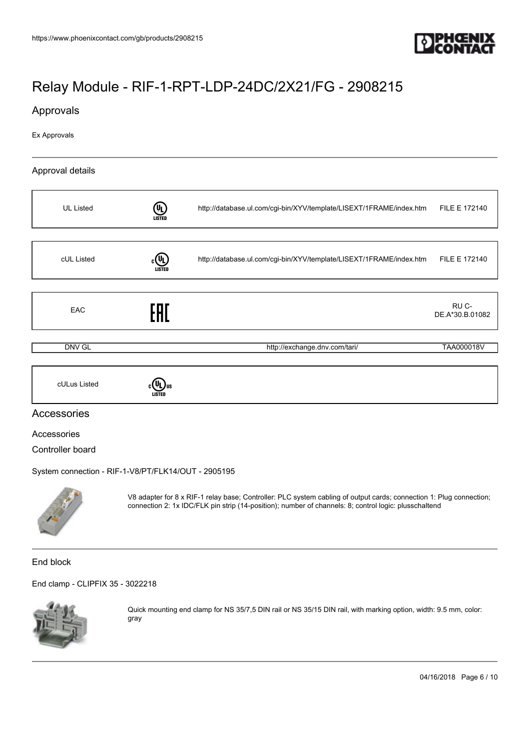# Relay Module - RIF-1-RPT-LDP-24DC/2X21/FG - 2908215

## Approvals

Ex Approvals

### Approval details

| | | | |
|---|---|---|---|
| UL Listed | | http://database.ul.com/cgi-bin/XYV/template/LISEXT/1FRAME/index.htm | FILE E 172140 |
| cUL Listed | | http://database.ul.com/cgi-bin/XYV/template/LISEXT/1FRAME/index.htm | FILE E 172140 |
| EAC | | | RU C-DE.A*30.B.01082 |
| DNV GL | | http://exchange.dnv.com/tari/ | TAA000018V |
| cULus Listed | | | |

## Accessories

Accessories

Controller board

System connection - RIF-1-V8/PT/FLK14/OUT - 2905195

V8 adapter for 8 x RIF-1 relay base; Controller: PLC system cabling of output cards; connection 1: Plug connection; connection 2: 1x IDC/FLK pin strip (14-position); number of channels: 8; control logic: plusschaltend

End block

End clamp - CLIPFIX 35 - 3022218

Quick mounting end clamp for NS 35/7,5 DIN rail or NS 35/15 DIN rail, with marking option, width: 9.5 mm, color: gray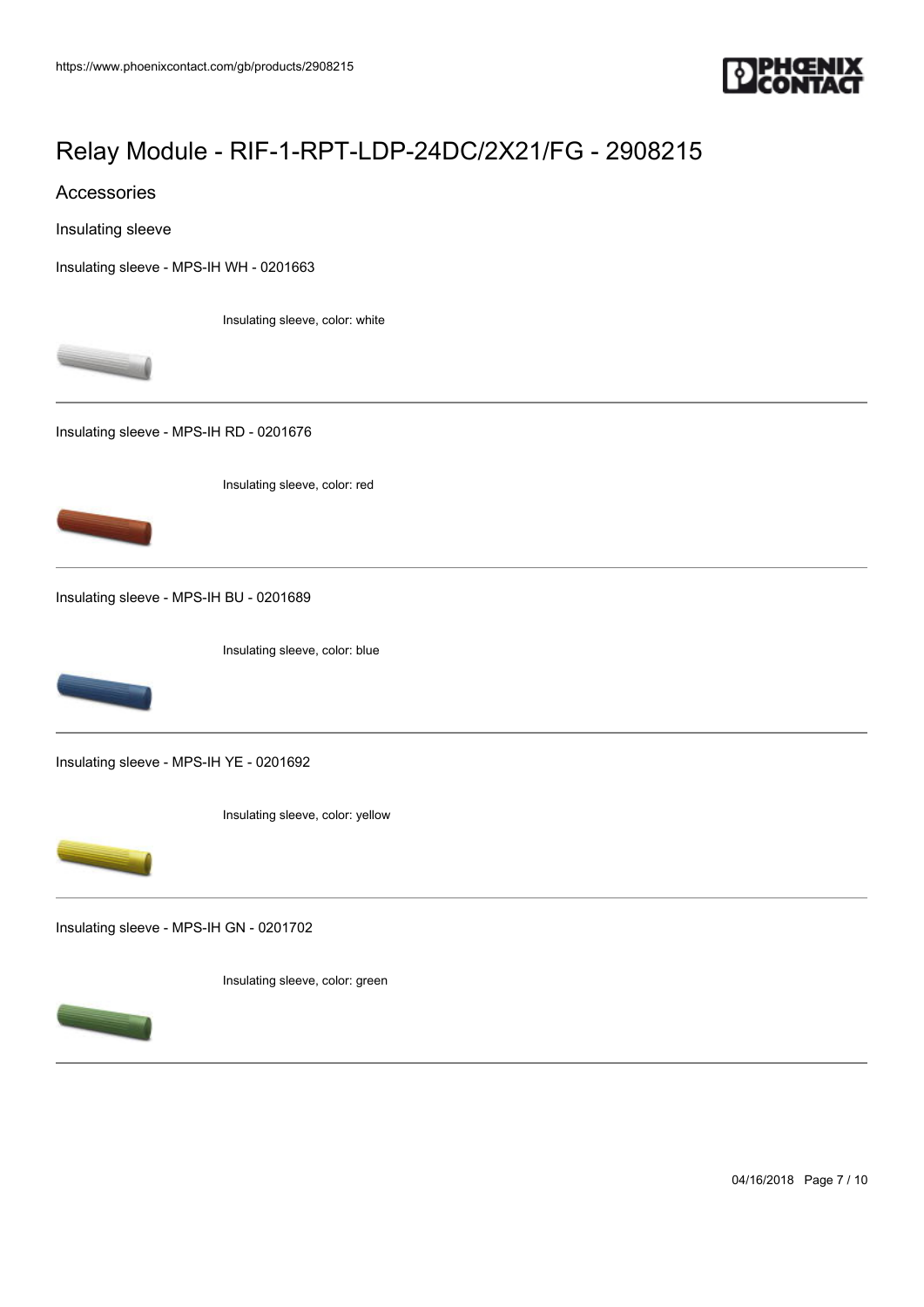# Relay Module - RIF-1-RPT-LDP-24DC/2X21/FG - 2908215

## Accessories

### Insulating sleeve

Insulating sleeve - MPS-IH WH - 0201663

Insulating sleeve, color: white

---

Insulating sleeve - MPS-IH RD - 0201676

Insulating sleeve, color: red

---

Insulating sleeve - MPS-IH BU - 0201689

Insulating sleeve, color: blue

---

Insulating sleeve - MPS-IH YE - 0201692

Insulating sleeve, color: yellow

---

Insulating sleeve - MPS-IH GN - 0201702

Insulating sleeve, color: green

---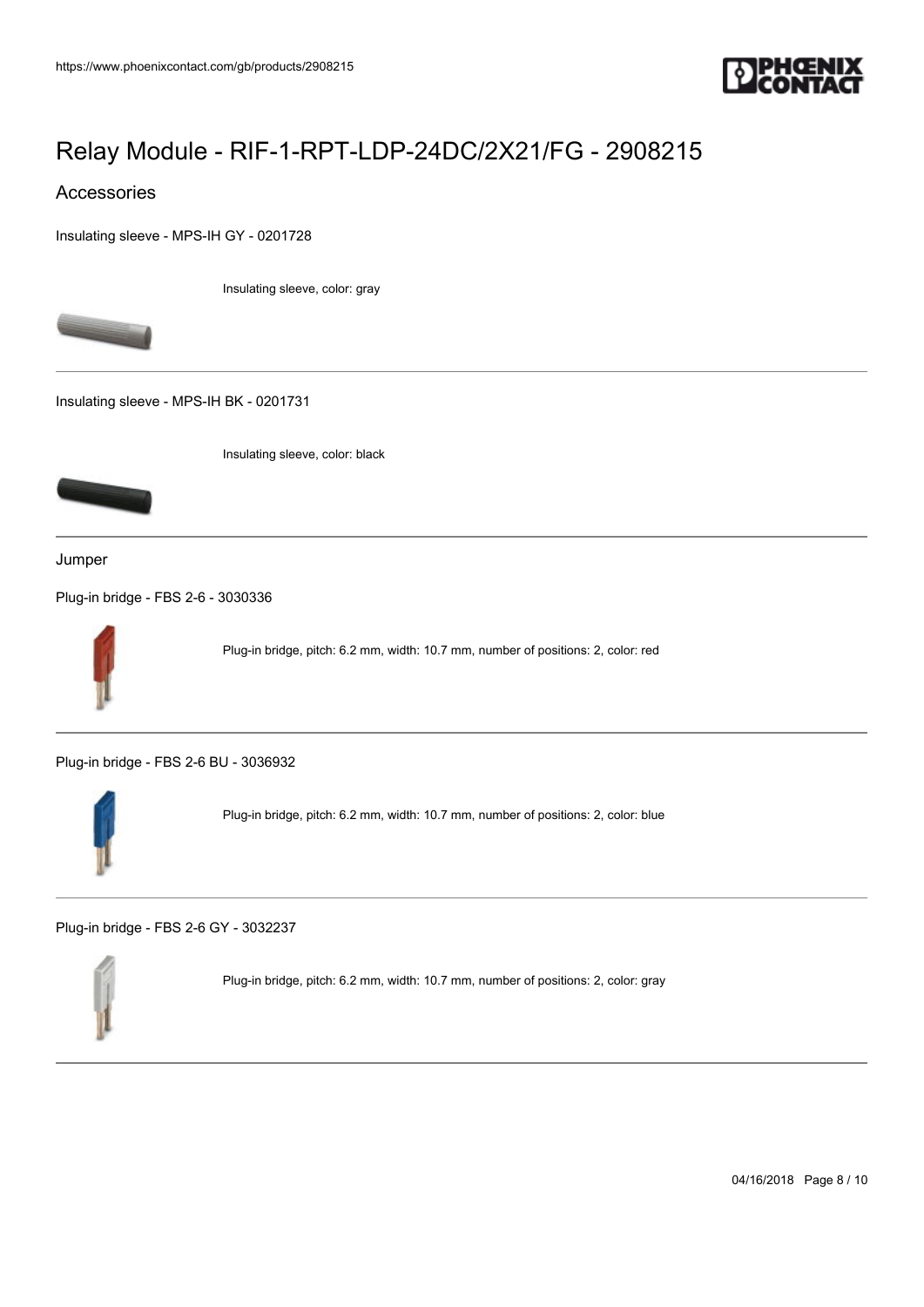# Relay Module - RIF-1-RPT-LDP-24DC/2X21/FG - 2908215

## Accessories

Insulating sleeve - MPS-IH GY - 0201728

Insulating sleeve, color: gray

---

Insulating sleeve - MPS-IH BK - 0201731

Insulating sleeve, color: black

---

### Jumper

Plug-in bridge - FBS 2-6 - 3030336

Plug-in bridge, pitch: 6.2 mm, width: 10.7 mm, number of positions: 2, color: red

---

Plug-in bridge - FBS 2-6 BU - 3036932

Plug-in bridge, pitch: 6.2 mm, width: 10.7 mm, number of positions: 2, color: blue

---

Plug-in bridge - FBS 2-6 GY - 3032237

Plug-in bridge, pitch: 6.2 mm, width: 10.7 mm, number of positions: 2, color: gray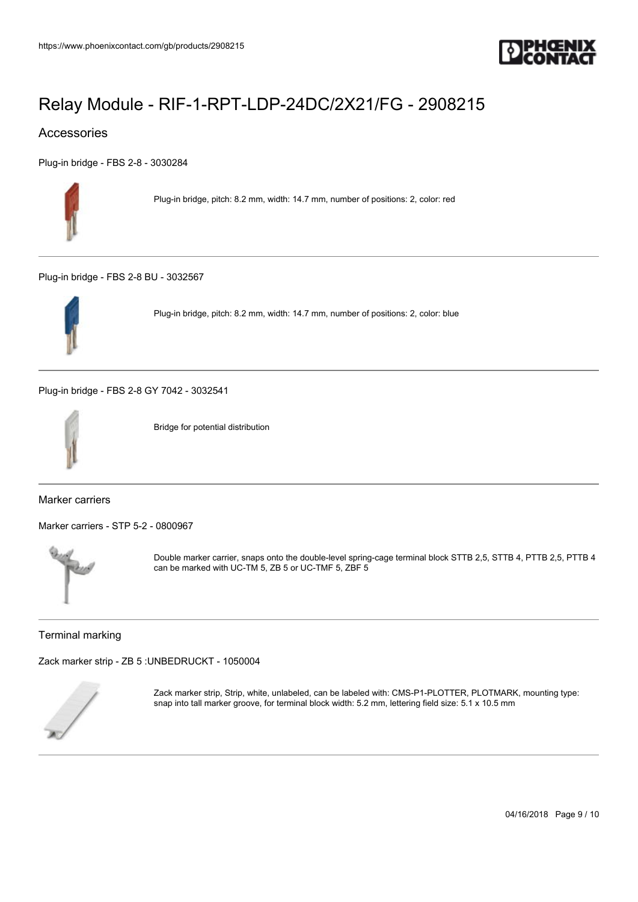# Relay Module - RIF-1-RPT-LDP-24DC/2X21/FG - 2908215

## Accessories

Plug-in bridge - FBS 2-8 - 3030284

Plug-in bridge, pitch: 8.2 mm, width: 14.7 mm, number of positions: 2, color: red

---

Plug-in bridge - FBS 2-8 BU - 3032567

Plug-in bridge, pitch: 8.2 mm, width: 14.7 mm, number of positions: 2, color: blue

---

Plug-in bridge - FBS 2-8 GY 7042 - 3032541

Bridge for potential distribution

---

### Marker carriers

Marker carriers - STP 5-2 - 0800967

Double marker carrier, snaps onto the double-level spring-cage terminal block STTB 2,5, STTB 4, PTTB 2,5, PTTB 4 can be marked with UC-TM 5, ZB 5 or UC-TMF 5, ZBF 5

---

### Terminal marking

Zack marker strip - ZB 5 :UNBEDRUCKT - 1050004

Zack marker strip, Strip, white, unlabeled, can be labeled with: CMS-P1-PLOTTER, PLOTMARK, mounting type: snap into tall marker groove, for terminal block width: 5.2 mm, lettering field size: 5.1 x 10.5 mm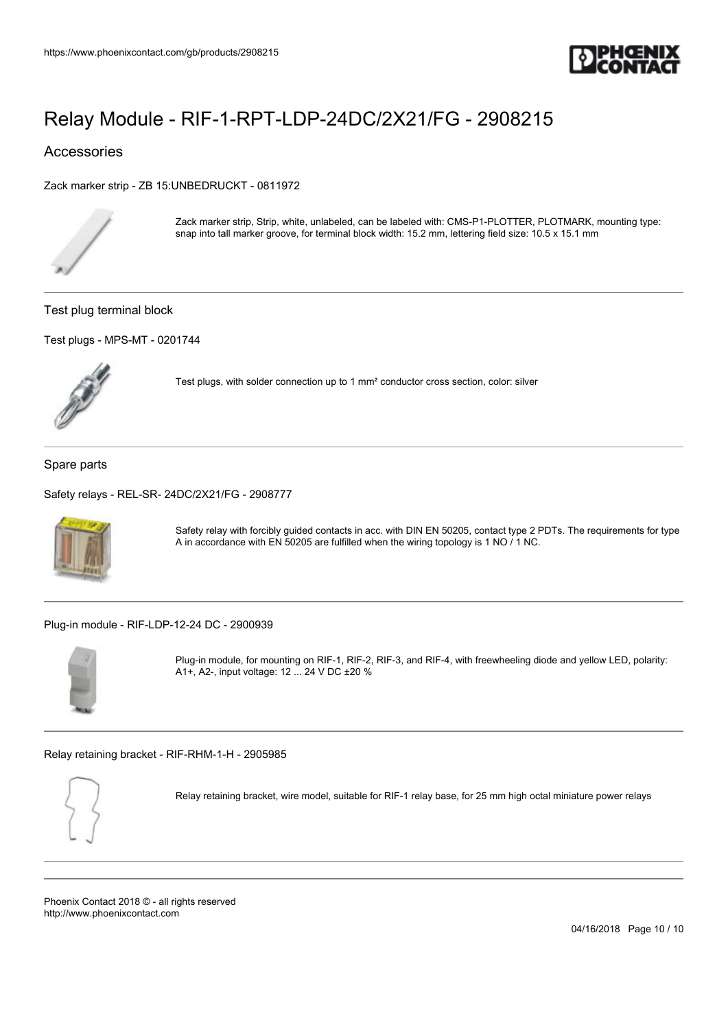# Relay Module - RIF-1-RPT-LDP-24DC/2X21/FG - 2908215

## Accessories

Zack marker strip - ZB 15:UNBEDRUCKT - 0811972

Zack marker strip, Strip, white, unlabeled, can be labeled with: CMS-P1-PLOTTER, PLOTMARK, mounting type: snap into tall marker groove, for terminal block width: 15.2 mm, lettering field size: 10.5 x 15.1 mm

### Test plug terminal block

Test plugs - MPS-MT - 0201744

Test plugs, with solder connection up to 1 mm² conductor cross section, color: silver

### Spare parts

Safety relays - REL-SR- 24DC/2X21/FG - 2908777

Safety relay with forcibly guided contacts in acc. with DIN EN 50205, contact type 2 PDTs. The requirements for type A in accordance with EN 50205 are fulfilled when the wiring topology is 1 NO / 1 NC.

Plug-in module - RIF-LDP-12-24 DC - 2900939

Plug-in module, for mounting on RIF-1, RIF-2, RIF-3, and RIF-4, with freewheeling diode and yellow LED, polarity: A1+, A2-, input voltage: 12 ... 24 V DC ±20 %

Relay retaining bracket - RIF-RHM-1-H - 2905985

Relay retaining bracket, wire model, suitable for RIF-1 relay base, for 25 mm high octal miniature power relays